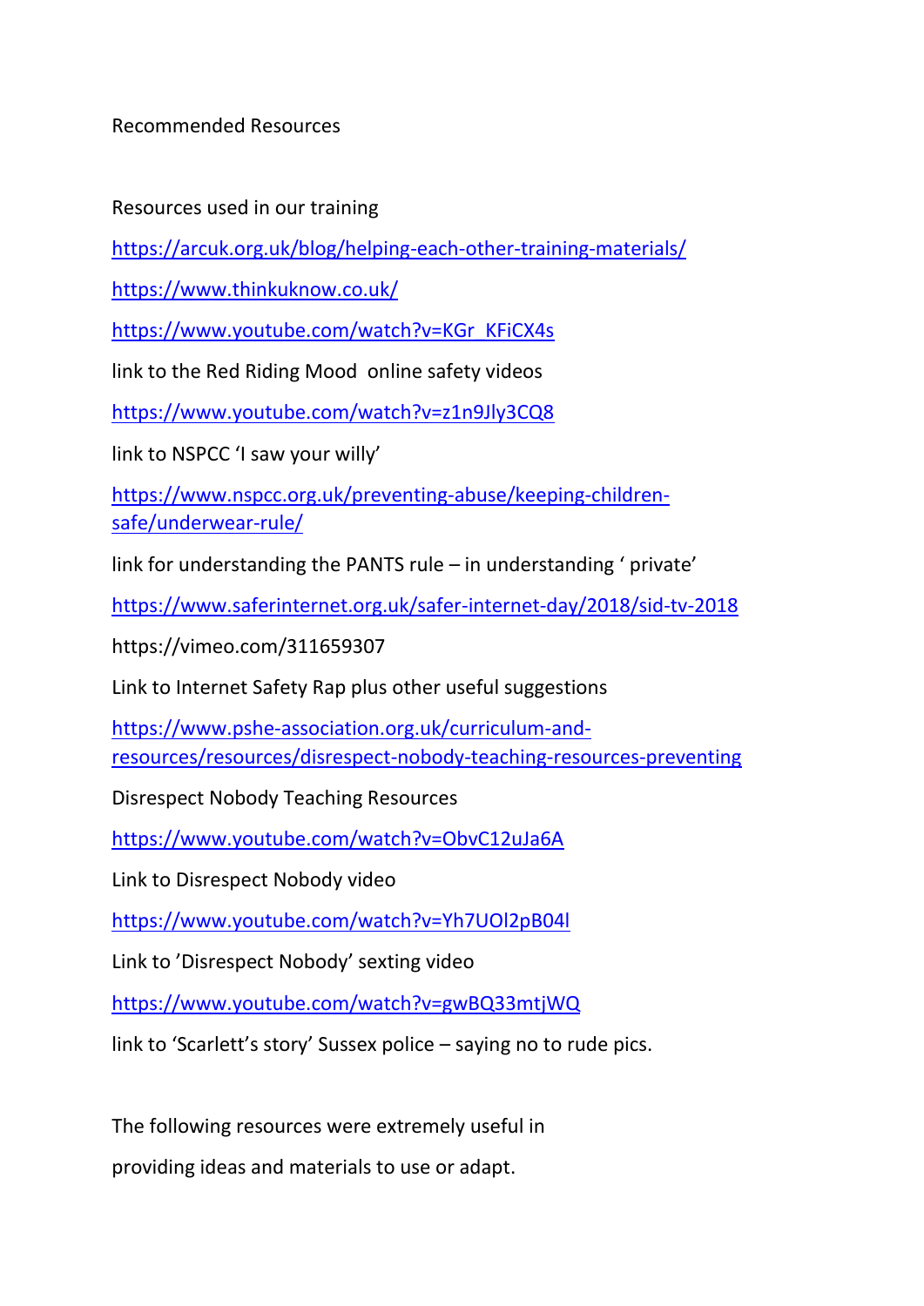Recommended Resources

Resources used in our training

https://arcuk.org.uk/blog/helping-each-other-training-materials/

https://www.thinkuknow.co.uk/

https://www.youtube.com/watch?v=KGr_KFiCX4s

link to the Red Riding Mood  online safety videos

https://www.youtube.com/watch?v=z1n9Jly3CQ8

link to NSPCC 'I saw your willy'

https://www.nspcc.org.uk/preventing-abuse/keeping-children-safe/underwear-rule/

link for understanding the PANTS rule – in understanding ' private'

https://www.saferinternet.org.uk/safer-internet-day/2018/sid-tv-2018

https://vimeo.com/311659307

Link to Internet Safety Rap plus other useful suggestions

https://www.pshe-association.org.uk/curriculum-and-resources/resources/disrespect-nobody-teaching-resources-preventing

Disrespect Nobody Teaching Resources

https://www.youtube.com/watch?v=ObvC12uJa6A

Link to Disrespect Nobody video

https://www.youtube.com/watch?v=Yh7UOl2pB04l

Link to 'Disrespect Nobody' sexting video

https://www.youtube.com/watch?v=gwBQ33mtjWQ

link to 'Scarlett's story' Sussex police – saying no to rude pics.

The following resources were extremely useful in

providing ideas and materials to use or adapt.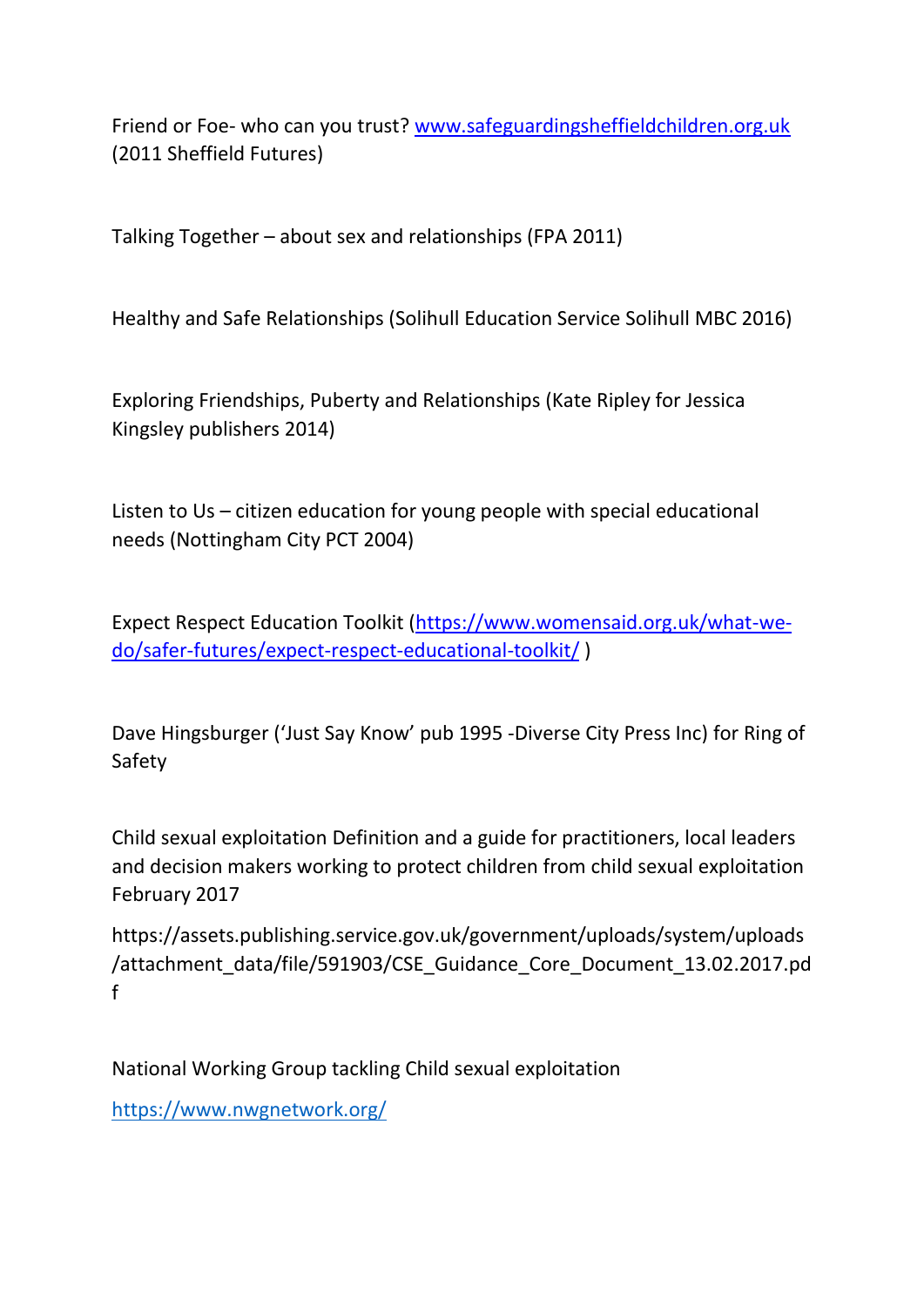Friend or Foe- who can you trust? [www.safeguardingsheffieldchildren.org.uk](www.safeguardingsheffieldchildren.org.uk) (2011 Sheffield Futures)

Talking Together – about sex and relationships (FPA 2011)

Healthy and Safe Relationships (Solihull Education Service Solihull MBC 2016)

Exploring Friendships, Puberty and Relationships (Kate Ripley for Jessica Kingsley publishers 2014)

Listen to Us – citizen education for young people with special educational needs (Nottingham City PCT 2004)

Expect Respect Education Toolkit ([https://www.womensaid.org.uk/what-we-do/safer-futures/expect-respect-educational-toolkit/](https://www.womensaid.org.uk/what-we-do/safer-futures/expect-respect-educational-toolkit/) )

Dave Hingsburger ('Just Say Know' pub 1995 -Diverse City Press Inc) for Ring of Safety

Child sexual exploitation Definition and a guide for practitioners, local leaders and decision makers working to protect children from child sexual exploitation February 2017

https://assets.publishing.service.gov.uk/government/uploads/system/uploads/attachment_data/file/591903/CSE_Guidance_Core_Document_13.02.2017.pdf

National Working Group tackling Child sexual exploitation

[https://www.nwgnetwork.org/](https://www.nwgnetwork.org/)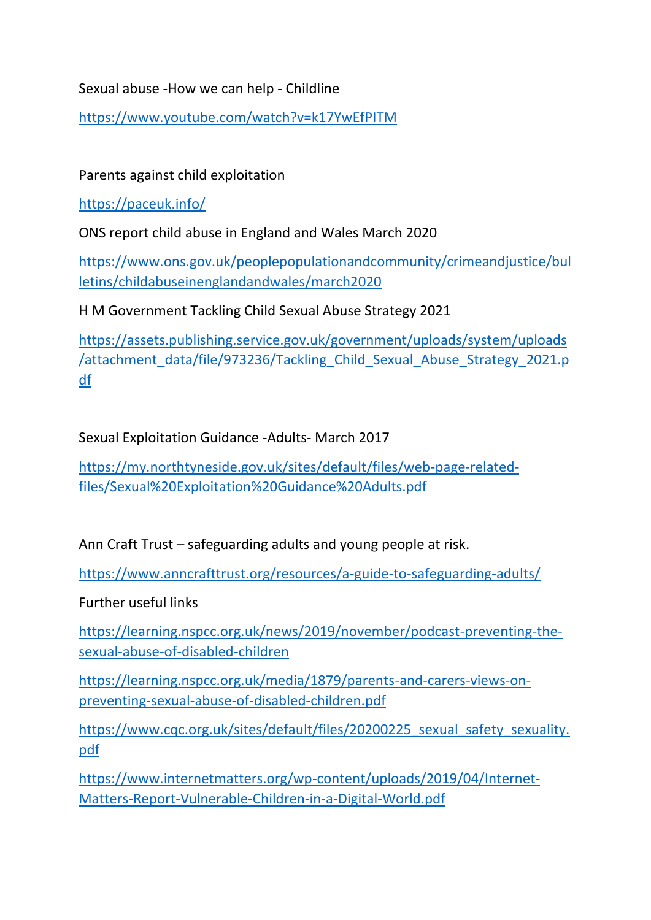Sexual abuse -How we can help - Childline

https://www.youtube.com/watch?v=k17YwEfPITM

Parents against child exploitation

https://paceuk.info/

ONS report child abuse in England and Wales March 2020

https://www.ons.gov.uk/peoplepopulationandcommunity/crimeandjustice/bulletins/childabuseinenglandandwales/march2020

H M Government Tackling Child Sexual Abuse Strategy 2021

https://assets.publishing.service.gov.uk/government/uploads/system/uploads/attachment_data/file/973236/Tackling_Child_Sexual_Abuse_Strategy_2021.pdf

Sexual Exploitation Guidance -Adults- March 2017

https://my.northtyneside.gov.uk/sites/default/files/web-page-related-files/Sexual%20Exploitation%20Guidance%20Adults.pdf

Ann Craft Trust – safeguarding adults and young people at risk.

https://www.anncrafttrust.org/resources/a-guide-to-safeguarding-adults/

Further useful links

https://learning.nspcc.org.uk/news/2019/november/podcast-preventing-the-sexual-abuse-of-disabled-children

https://learning.nspcc.org.uk/media/1879/parents-and-carers-views-on-preventing-sexual-abuse-of-disabled-children.pdf

https://www.cqc.org.uk/sites/default/files/20200225_sexual_safety_sexuality.pdf

https://www.internetmatters.org/wp-content/uploads/2019/04/Internet-Matters-Report-Vulnerable-Children-in-a-Digital-World.pdf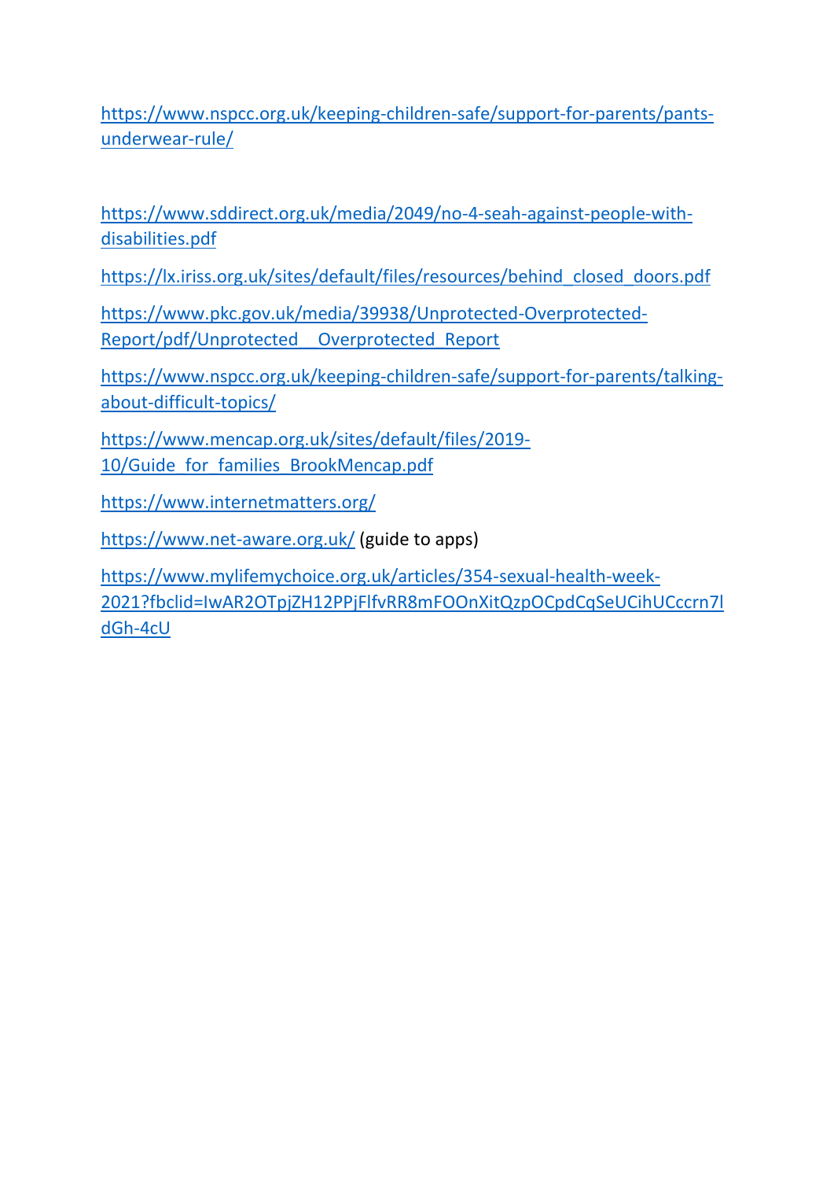https://www.nspcc.org.uk/keeping-children-safe/support-for-parents/pants-underwear-rule/

https://www.sddirect.org.uk/media/2049/no-4-seah-against-people-with-disabilities.pdf

https://lx.iriss.org.uk/sites/default/files/resources/behind_closed_doors.pdf

https://www.pkc.gov.uk/media/39938/Unprotected-Overprotected-Report/pdf/Unprotected__Overprotected_Report

https://www.nspcc.org.uk/keeping-children-safe/support-for-parents/talking-about-difficult-topics/

https://www.mencap.org.uk/sites/default/files/2019-10/Guide_for_families_BrookMencap.pdf

https://www.internetmatters.org/

https://www.net-aware.org.uk/ (guide to apps)

https://www.mylifemychoice.org.uk/articles/354-sexual-health-week-2021?fbclid=IwAR2OTpjZH12PPjFlfvRR8mFOOnXitQzpOCpdCqSeUCihUCccrn7ldGh-4cU